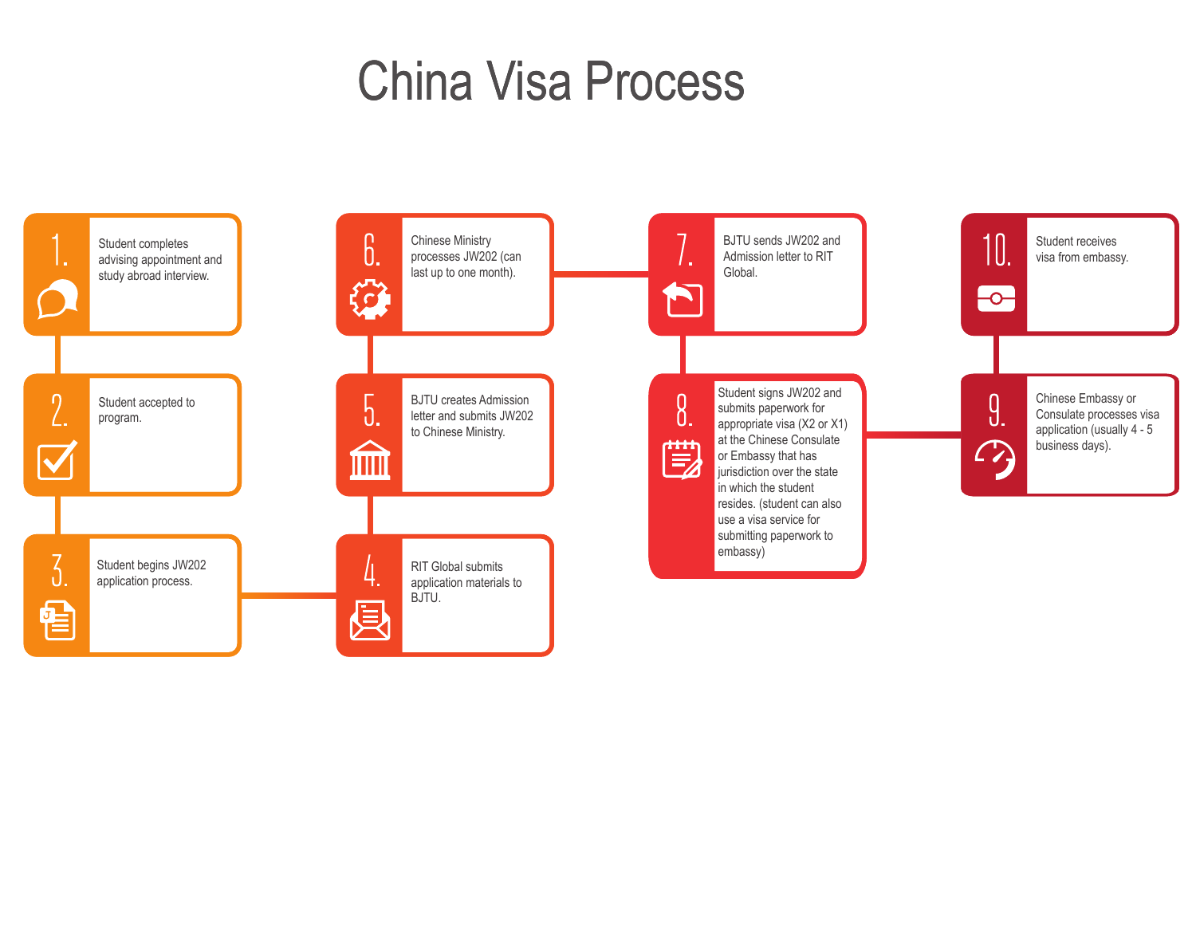# China Visa Process

1. Student completes advising appointment and study abroad interview.
2. Student accepted to program.
3. Student begins JW202 application process.
4. RIT Global submits application materials to BJTU.
5. BJTU creates Admission letter and submits JW202 to Chinese Ministry.
6. Chinese Ministry processes JW202 (can last up to one month).
7. BJTU sends JW202 and Admission letter to RIT Global.
8. Student signs JW202 and submits paperwork for appropriate visa (X2 or X1) at the Chinese Consulate or Embassy that has jurisdiction over the state in which the student resides. (student can also use a visa service for submitting paperwork to embassy)
9. Chinese Embassy or Consulate processes visa application (usually 4 - 5 business days).
10. Student receives visa from embassy.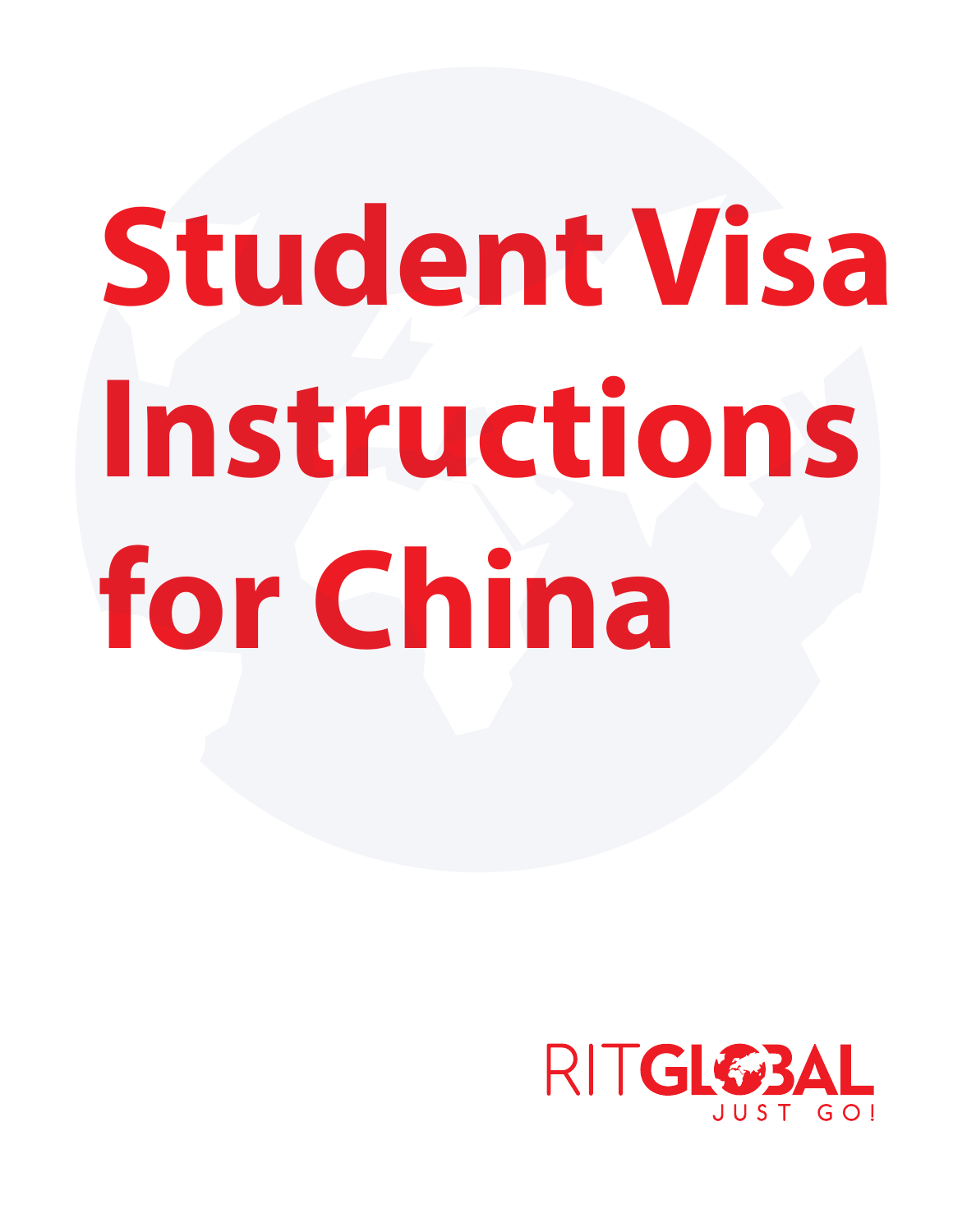# Student Visa Instructions for China

RITGLOBAL

JUST GO!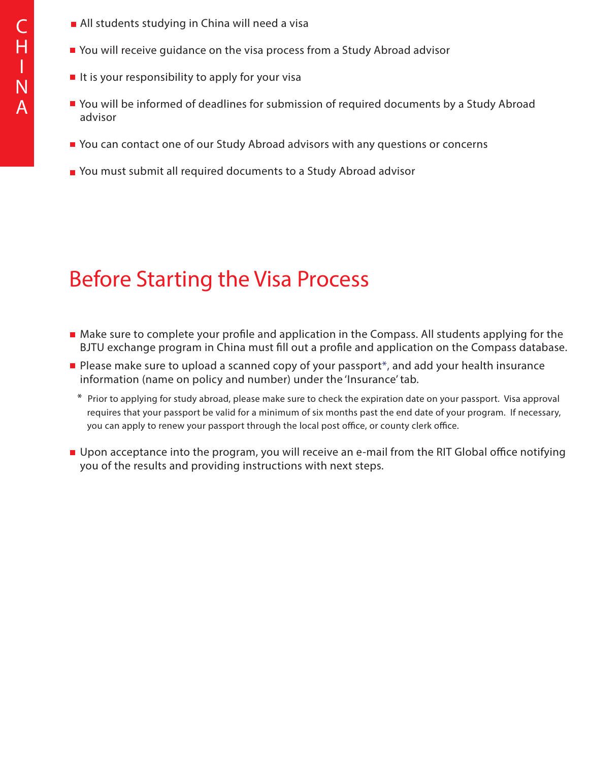- All students studying in China will need a visa
- You will receive guidance on the visa process from a Study Abroad advisor
- It is your responsibility to apply for your visa
- You will be informed of deadlines for submission of required documents by a Study Abroad advisor
- You can contact one of our Study Abroad advisors with any questions or concerns
- You must submit all required documents to a Study Abroad advisor

## Before Starting the Visa Process

- Make sure to complete your profile and application in the Compass. All students applying for the BJTU exchange program in China must fill out a profile and application on the Compass database.
- Please make sure to upload a scanned copy of your passport*, and add your health insurance information (name on policy and number) under the 'Insurance' tab.

  * Prior to applying for study abroad, please make sure to check the expiration date on your passport. Visa approval requires that your passport be valid for a minimum of six months past the end date of your program. If necessary, you can apply to renew your passport through the local post office, or county clerk office.

- Upon acceptance into the program, you will receive an e-mail from the RIT Global office notifying you of the results and providing instructions with next steps.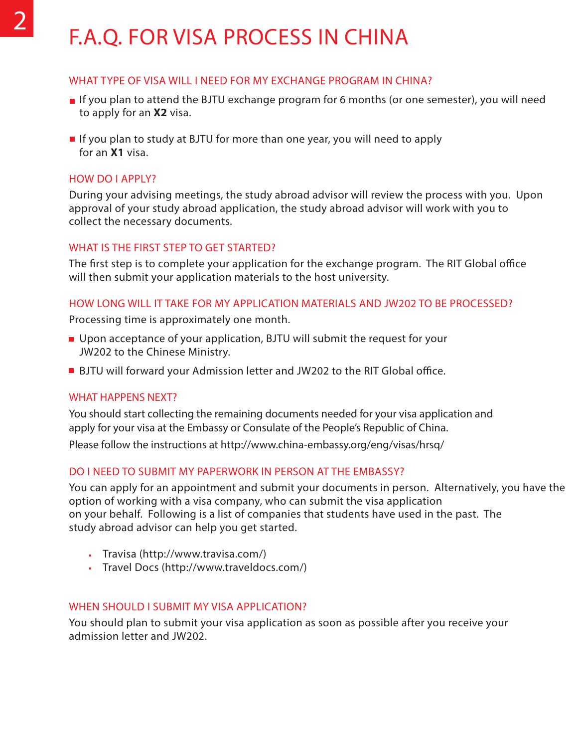# F.A.Q. FOR VISA PROCESS IN CHINA

## WHAT TYPE OF VISA WILL I NEED FOR MY EXCHANGE PROGRAM IN CHINA?

- If you plan to attend the BJTU exchange program for 6 months (or one semester), you will need to apply for an **X2** visa.

- If you plan to study at BJTU for more than one year, you will need to apply for an **X1** visa.

## HOW DO I APPLY?

During your advising meetings, the study abroad advisor will review the process with you. Upon approval of your study abroad application, the study abroad advisor will work with you to collect the necessary documents.

## WHAT IS THE FIRST STEP TO GET STARTED?

The first step is to complete your application for the exchange program. The RIT Global office will then submit your application materials to the host university.

## HOW LONG WILL IT TAKE FOR MY APPLICATION MATERIALS AND JW202 TO BE PROCESSED?

Processing time is approximately one month.

- Upon acceptance of your application, BJTU will submit the request for your JW202 to the Chinese Ministry.
- BJTU will forward your Admission letter and JW202 to the RIT Global office.

## WHAT HAPPENS NEXT?

You should start collecting the remaining documents needed for your visa application and apply for your visa at the Embassy or Consulate of the People's Republic of China.

Please follow the instructions at http://www.china-embassy.org/eng/visas/hrsq/

## DO I NEED TO SUBMIT MY PAPERWORK IN PERSON AT THE EMBASSY?

You can apply for an appointment and submit your documents in person. Alternatively, you have the option of working with a visa company, who can submit the visa application on your behalf. Following is a list of companies that students have used in the past. The study abroad advisor can help you get started.

- Travisa (http://www.travisa.com/)
- Travel Docs (http://www.traveldocs.com/)

## WHEN SHOULD I SUBMIT MY VISA APPLICATION?

You should plan to submit your visa application as soon as possible after you receive your admission letter and JW202.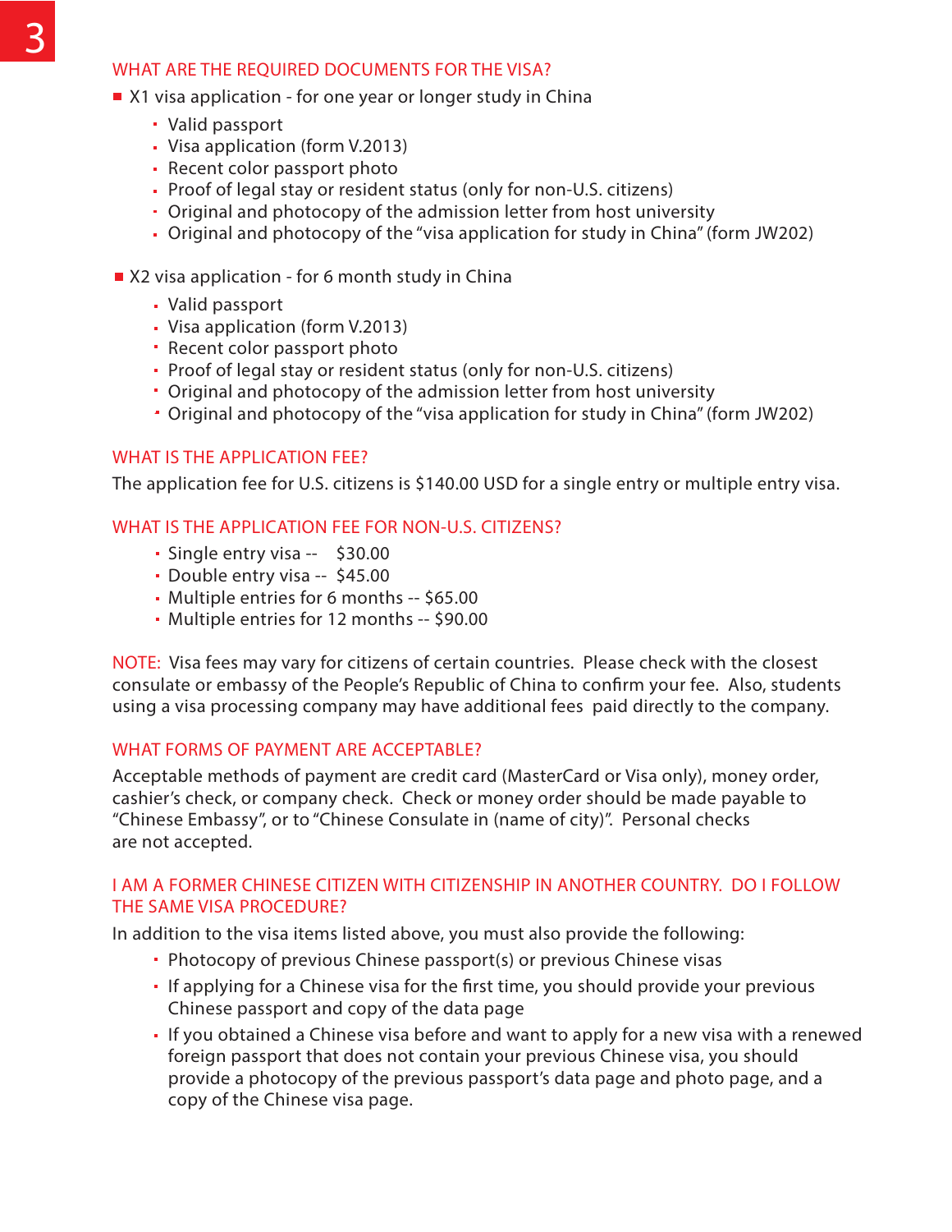## WHAT ARE THE REQUIRED DOCUMENTS FOR THE VISA?

- X1 visa application - for one year or longer study in China
  - Valid passport
  - Visa application (form V.2013)
  - Recent color passport photo
  - Proof of legal stay or resident status (only for non-U.S. citizens)
  - Original and photocopy of the admission letter from host university
  - Original and photocopy of the "visa application for study in China" (form JW202)

- X2 visa application - for 6 month study in China
  - Valid passport
  - Visa application (form V.2013)
  - Recent color passport photo
  - Proof of legal stay or resident status (only for non-U.S. citizens)
  - Original and photocopy of the admission letter from host university
  - Original and photocopy of the "visa application for study in China" (form JW202)

## WHAT IS THE APPLICATION FEE?

The application fee for U.S. citizens is $140.00 USD for a single entry or multiple entry visa.

## WHAT IS THE APPLICATION FEE FOR NON-U.S. CITIZENS?

- Single entry visa -- $30.00
- Double entry visa -- $45.00
- Multiple entries for 6 months -- $65.00
- Multiple entries for 12 months -- $90.00

NOTE: Visa fees may vary for citizens of certain countries. Please check with the closest consulate or embassy of the People's Republic of China to confirm your fee. Also, students using a visa processing company may have additional fees paid directly to the company.

## WHAT FORMS OF PAYMENT ARE ACCEPTABLE?

Acceptable methods of payment are credit card (MasterCard or Visa only), money order, cashier's check, or company check. Check or money order should be made payable to "Chinese Embassy", or to "Chinese Consulate in (name of city)". Personal checks are not accepted.

## I AM A FORMER CHINESE CITIZEN WITH CITIZENSHIP IN ANOTHER COUNTRY. DO I FOLLOW THE SAME VISA PROCEDURE?

In addition to the visa items listed above, you must also provide the following:

- Photocopy of previous Chinese passport(s) or previous Chinese visas
- If applying for a Chinese visa for the first time, you should provide your previous Chinese passport and copy of the data page
- If you obtained a Chinese visa before and want to apply for a new visa with a renewed foreign passport that does not contain your previous Chinese visa, you should provide a photocopy of the previous passport's data page and photo page, and a copy of the Chinese visa page.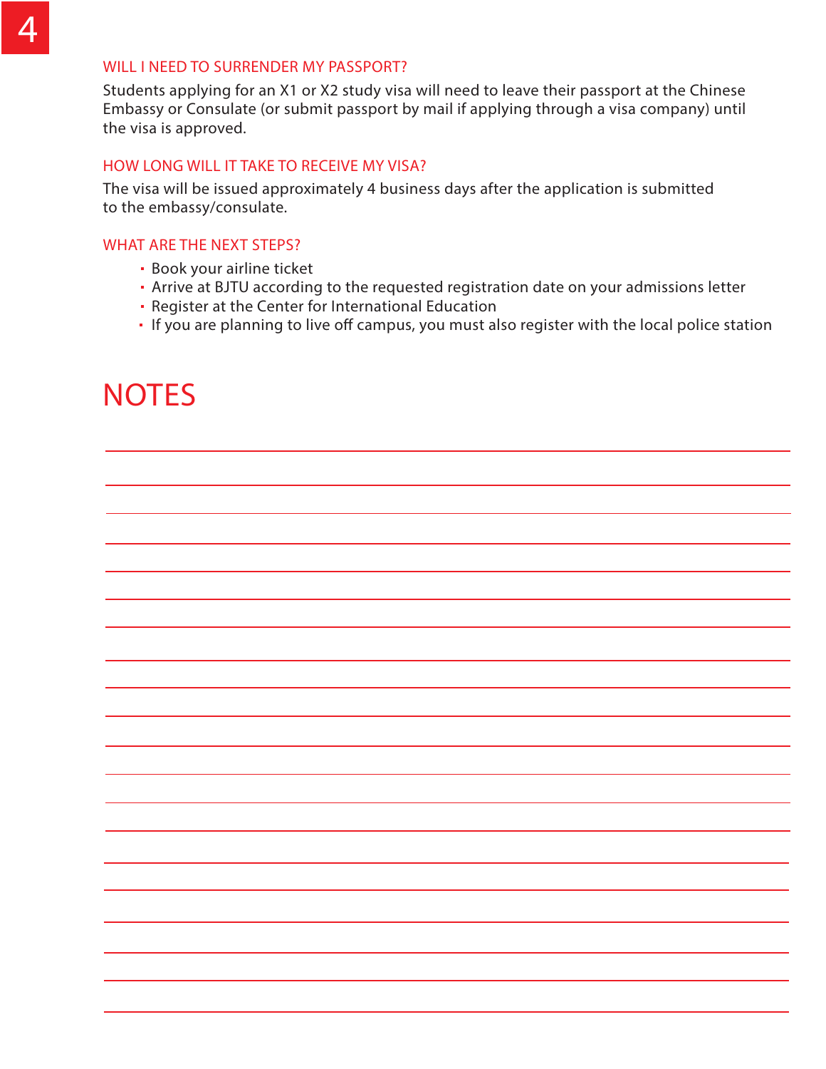### WILL I NEED TO SURRENDER MY PASSPORT?

Students applying for an X1 or X2 study visa will need to leave their passport at the Chinese Embassy or Consulate (or submit passport by mail if applying through a visa company) until the visa is approved.

### HOW LONG WILL IT TAKE TO RECEIVE MY VISA?

The visa will be issued approximately 4 business days after the application is submitted to the embassy/consulate.

### WHAT ARE THE NEXT STEPS?

- Book your airline ticket
- Arrive at BJTU according to the requested registration date on your admissions letter
- Register at the Center for International Education
- If you are planning to live off campus, you must also register with the local police station

# NOTES